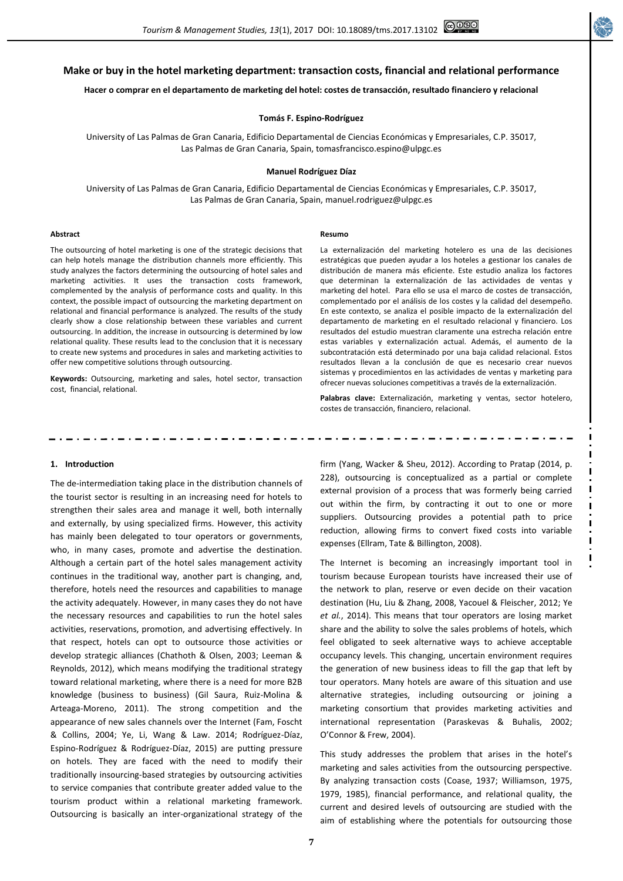# Make or buy in the hotel marketing department: transaction costs, financial and relational performance

**Hacer o comprar en el departamento de marketing del hotel: costes de transacción, resultado financiero y relacional**

**Tomás F. Espino-Rodríguez**

University of Las Palmas de Gran Canaria, Edificio Departamental de Ciencias Económicas y Empresariales, C.P. 35017, Las Palmas de Gran Canaria, Spain, tomasfrancisco.espino@ulpgc.es

**Manuel Rodríguez Díaz**

University of Las Palmas de Gran Canaria, Edificio Departamental de Ciencias Económicas y Empresariales, C.P. 35017, Las Palmas de Gran Canaria, Spain, manuel.rodriguez@ulpgc.es

### Abstract

The outsourcing of hotel marketing is one of the strategic decisions that can help hotels manage the distribution channels more efficiently. This study analyzes the factors determining the outsourcing of hotel sales and marketing activities. It uses the transaction costs framework, complemented by the analysis of performance costs and quality. In this context, the possible impact of outsourcing the marketing department on relational and financial performance is analyzed. The results of the study clearly show a close relationship between these variables and current outsourcing. In addition, the increase in outsourcing is determined by low relational quality. These results lead to the conclusion that it is necessary to create new systems and procedures in sales and marketing activities to offer new competitive solutions through outsourcing.

**Keywords:** Outsourcing, marketing and sales, hotel sector, transaction cost, financial, relational.

### Resumo

La externalización del marketing hotelero es una de las decisiones estratégicas que pueden ayudar a los hoteles a gestionar los canales de distribución de manera más eficiente. Este estudio analiza los factores que determinan la externalización de las actividades de ventas y marketing del hotel. Para ello se usa el marco de costes de transacción, complementado por el análisis de los costes y la calidad del desempeño. En este contexto, se analiza el posible impacto de la externalización del departamento de marketing en el resultado relacional y financiero. Los resultados del estudio muestran claramente una estrecha relación entre estas variables y externalización actual. Además, el aumento de la subcontratación está determinado por una baja calidad relacional. Estos resultados llevan a la conclusión de que es necesario crear nuevos sistemas y procedimientos en las actividades de ventas y marketing para ofrecer nuevas soluciones competitivas a través de la externalización.

**Palabras clave:** Externalización, marketing y ventas, sector hotelero, costes de transacción, financiero, relacional.

## 1. Introduction

The de-intermediation taking place in the distribution channels of the tourist sector is resulting in an increasing need for hotels to strengthen their sales area and manage it well, both internally and externally, by using specialized firms. However, this activity has mainly been delegated to tour operators or governments, who, in many cases, promote and advertise the destination. Although a certain part of the hotel sales management activity continues in the traditional way, another part is changing, and, therefore, hotels need the resources and capabilities to manage the activity adequately. However, in many cases they do not have the necessary resources and capabilities to run the hotel sales activities, reservations, promotion, and advertising effectively. In that respect, hotels can opt to outsource those activities or develop strategic alliances (Chathoth & Olsen, 2003; Leeman & Reynolds, 2012), which means modifying the traditional strategy toward relational marketing, where there is a need for more B2B knowledge (business to business) (Gil Saura, Ruiz-Molina & Arteaga-Moreno, 2011). The strong competition and the appearance of new sales channels over the Internet (Fam, Foscht & Collins, 2004; Ye, Li, Wang & Law. 2014; Rodríguez-Díaz, Espino-Rodríguez & Rodríguez-Díaz, 2015) are putting pressure on hotels. They are faced with the need to modify their traditionally insourcing-based strategies by outsourcing activities to service companies that contribute greater added value to the tourism product within a relational marketing framework. Outsourcing is basically an inter-organizational strategy of the firm (Yang, Wacker & Sheu, 2012). According to Pratap (2014, p. 228), outsourcing is conceptualized as a partial or complete external provision of a process that was formerly being carried out within the firm, by contracting it out to one or more suppliers. Outsourcing provides a potential path to price reduction, allowing firms to convert fixed costs into variable expenses (Ellram, Tate & Billington, 2008).

The Internet is becoming an increasingly important tool in tourism because European tourists have increased their use of the network to plan, reserve or even decide on their vacation destination (Hu, Liu & Zhang, 2008, Yacouel & Fleischer, 2012; Ye *et al.*, 2014). This means that tour operators are losing market share and the ability to solve the sales problems of hotels, which feel obligated to seek alternative ways to achieve acceptable occupancy levels. This changing, uncertain environment requires the generation of new business ideas to fill the gap that left by tour operators. Many hotels are aware of this situation and use alternative strategies, including outsourcing or joining a marketing consortium that provides marketing activities and international representation (Paraskevas & Buhalis, 2002; O'Connor & Frew, 2004).

This study addresses the problem that arises in the hotel's marketing and sales activities from the outsourcing perspective. By analyzing transaction costs (Coase, 1937; Williamson, 1975, 1979, 1985), financial performance, and relational quality, the current and desired levels of outsourcing are studied with the aim of establishing where the potentials for outsourcing those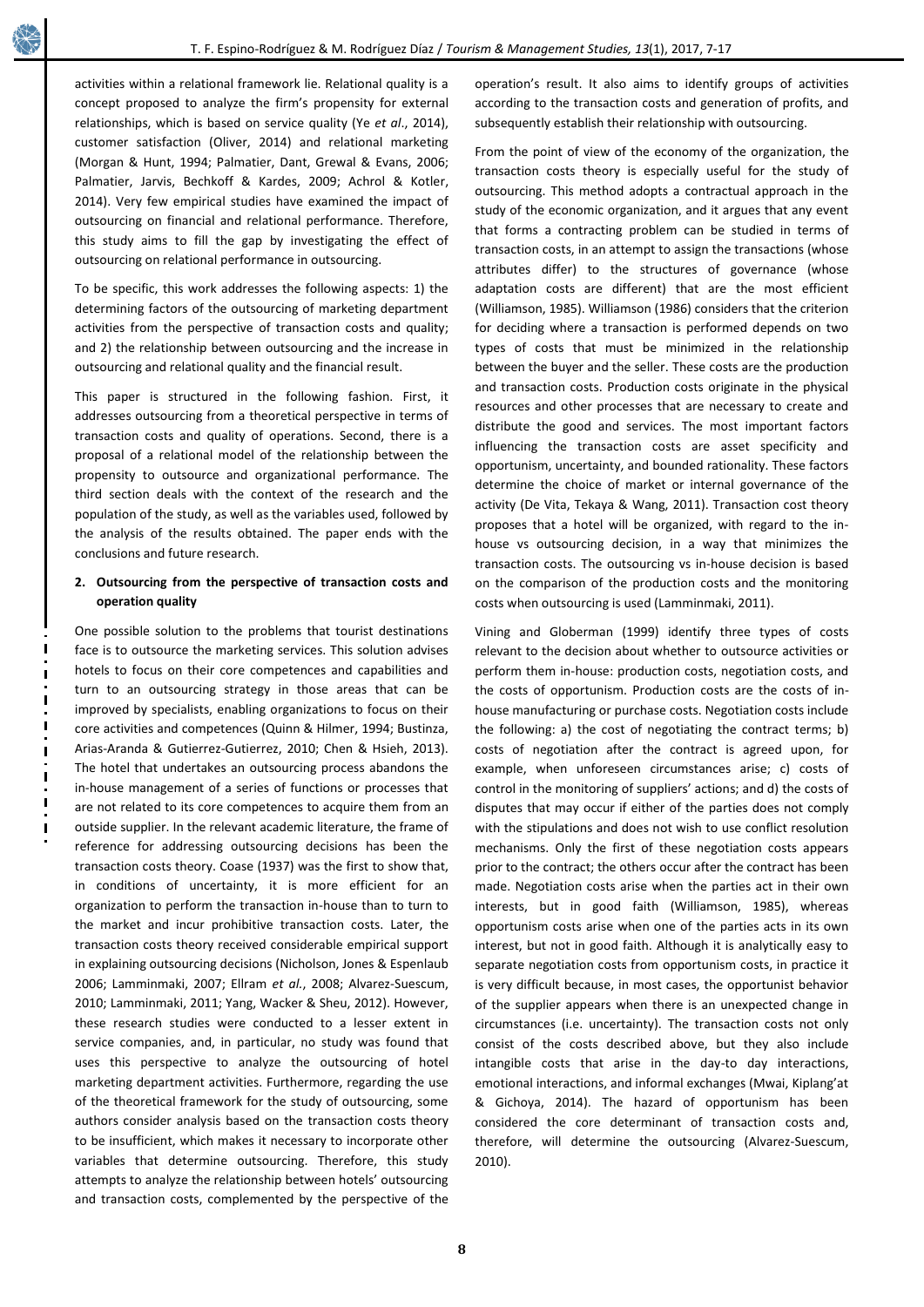activities within a relational framework lie. Relational quality is a concept proposed to analyze the firm's propensity for external relationships, which is based on service quality (Ye *et al*., 2014), customer satisfaction (Oliver, 2014) and relational marketing (Morgan & Hunt, 1994; Palmatier, Dant, Grewal & Evans, 2006; Palmatier, Jarvis, Bechkoff & Kardes, 2009; Achrol & Kotler, 2014). Very few empirical studies have examined the impact of outsourcing on financial and relational performance. Therefore, this study aims to fill the gap by investigating the effect of outsourcing on relational performance in outsourcing.

To be specific, this work addresses the following aspects: 1) the determining factors of the outsourcing of marketing department activities from the perspective of transaction costs and quality; and 2) the relationship between outsourcing and the increase in outsourcing and relational quality and the financial result.

This paper is structured in the following fashion. First, it addresses outsourcing from a theoretical perspective in terms of transaction costs and quality of operations. Second, there is a proposal of a relational model of the relationship between the propensity to outsource and organizational performance. The third section deals with the context of the research and the population of the study, as well as the variables used, followed by the analysis of the results obtained. The paper ends with the conclusions and future research.

## 2. Outsourcing from the perspective of transaction costs and operation quality

One possible solution to the problems that tourist destinations face is to outsource the marketing services. This solution advises hotels to focus on their core competences and capabilities and turn to an outsourcing strategy in those areas that can be improved by specialists, enabling organizations to focus on their core activities and competences (Quinn & Hilmer, 1994; Bustinza, Arias-Aranda & Gutierrez-Gutierrez, 2010; Chen & Hsieh, 2013). The hotel that undertakes an outsourcing process abandons the in-house management of a series of functions or processes that are not related to its core competences to acquire them from an outside supplier. In the relevant academic literature, the frame of reference for addressing outsourcing decisions has been the transaction costs theory. Coase (1937) was the first to show that, in conditions of uncertainty, it is more efficient for an organization to perform the transaction in-house than to turn to the market and incur prohibitive transaction costs. Later, the transaction costs theory received considerable empirical support in explaining outsourcing decisions (Nicholson, Jones & Espenlaub 2006; Lamminmaki, 2007; Ellram *et al.*, 2008; Alvarez-Suescum, 2010; Lamminmaki, 2011; Yang, Wacker & Sheu, 2012). However, these research studies were conducted to a lesser extent in service companies, and, in particular, no study was found that uses this perspective to analyze the outsourcing of hotel marketing department activities. Furthermore, regarding the use of the theoretical framework for the study of outsourcing, some authors consider analysis based on the transaction costs theory to be insufficient, which makes it necessary to incorporate other variables that determine outsourcing. Therefore, this study attempts to analyze the relationship between hotels' outsourcing and transaction costs, complemented by the perspective of the operation's result. It also aims to identify groups of activities according to the transaction costs and generation of profits, and subsequently establish their relationship with outsourcing.

From the point of view of the economy of the organization, the transaction costs theory is especially useful for the study of outsourcing. This method adopts a contractual approach in the study of the economic organization, and it argues that any event that forms a contracting problem can be studied in terms of transaction costs, in an attempt to assign the transactions (whose attributes differ) to the structures of governance (whose adaptation costs are different) that are the most efficient (Williamson, 1985). Williamson (1986) considers that the criterion for deciding where a transaction is performed depends on two types of costs that must be minimized in the relationship between the buyer and the seller. These costs are the production and transaction costs. Production costs originate in the physical resources and other processes that are necessary to create and distribute the good and services. The most important factors influencing the transaction costs are asset specificity and opportunism, uncertainty, and bounded rationality. These factors determine the choice of market or internal governance of the activity (De Vita, Tekaya & Wang, 2011). Transaction cost theory proposes that a hotel will be organized, with regard to the in-house vs outsourcing decision, in a way that minimizes the transaction costs. The outsourcing vs in-house decision is based on the comparison of the production costs and the monitoring costs when outsourcing is used (Lamminmaki, 2011).

Vining and Globerman (1999) identify three types of costs relevant to the decision about whether to outsource activities or perform them in-house: production costs, negotiation costs, and the costs of opportunism. Production costs are the costs of in-house manufacturing or purchase costs. Negotiation costs include the following: a) the cost of negotiating the contract terms; b) costs of negotiation after the contract is agreed upon, for example, when unforeseen circumstances arise; c) costs of control in the monitoring of suppliers' actions; and d) the costs of disputes that may occur if either of the parties does not comply with the stipulations and does not wish to use conflict resolution mechanisms. Only the first of these negotiation costs appears prior to the contract; the others occur after the contract has been made. Negotiation costs arise when the parties act in their own interests, but in good faith (Williamson, 1985), whereas opportunism costs arise when one of the parties acts in its own interest, but not in good faith. Although it is analytically easy to separate negotiation costs from opportunism costs, in practice it is very difficult because, in most cases, the opportunist behavior of the supplier appears when there is an unexpected change in circumstances (i.e. uncertainty). The transaction costs not only consist of the costs described above, but they also include intangible costs that arise in the day-to day interactions, emotional interactions, and informal exchanges (Mwai, Kiplang'at & Gichoya, 2014). The hazard of opportunism has been considered the core determinant of transaction costs and, therefore, will determine the outsourcing (Alvarez-Suescum, 2010).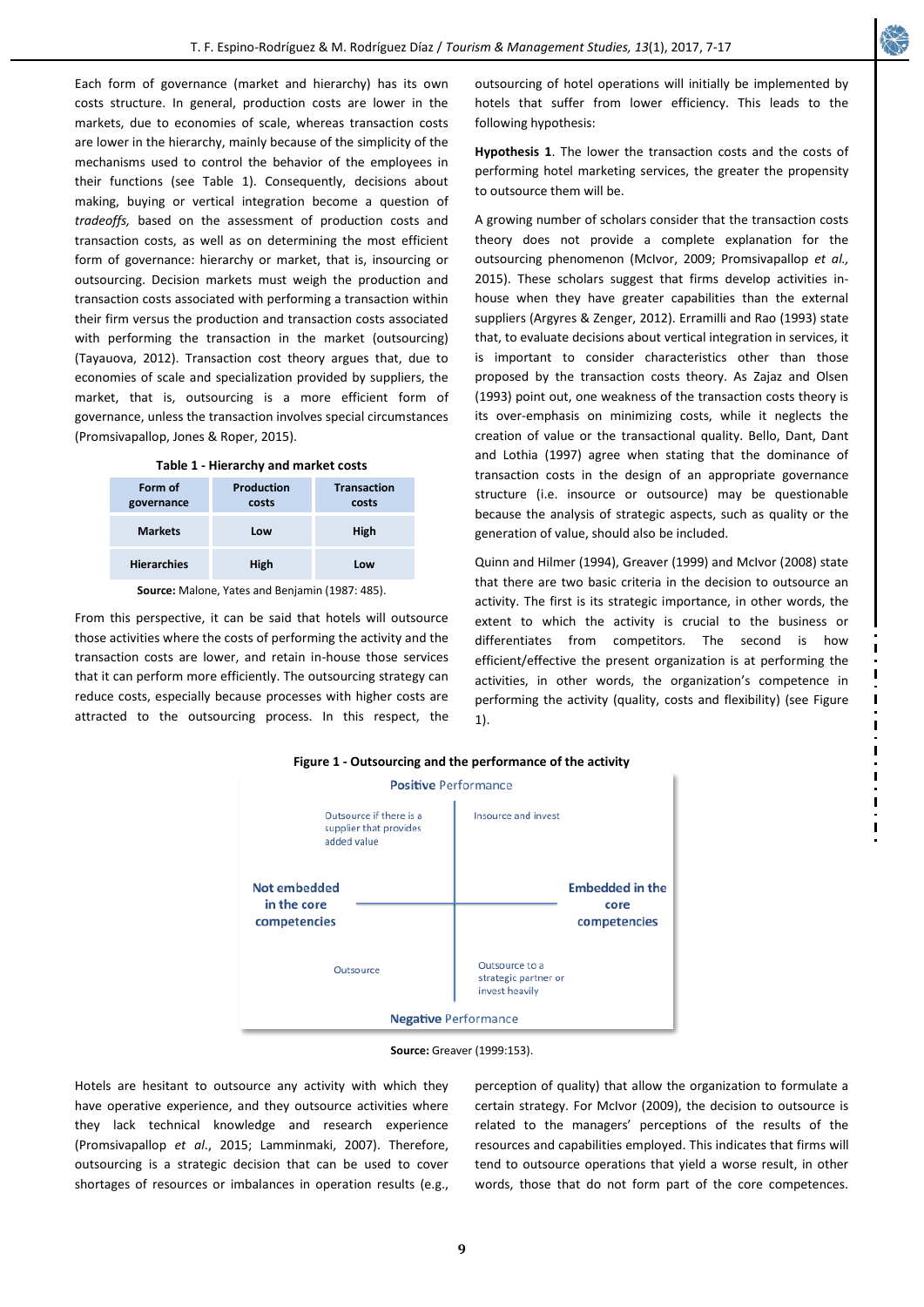Each form of governance (market and hierarchy) has its own costs structure. In general, production costs are lower in the markets, due to economies of scale, whereas transaction costs are lower in the hierarchy, mainly because of the simplicity of the mechanisms used to control the behavior of the employees in their functions (see Table 1). Consequently, decisions about making, buying or vertical integration become a question of *tradeoffs,* based on the assessment of production costs and transaction costs, as well as on determining the most efficient form of governance: hierarchy or market, that is, insourcing or outsourcing. Decision markets must weigh the production and transaction costs associated with performing a transaction within their firm versus the production and transaction costs associated with performing the transaction in the market (outsourcing) (Tayauova, 2012). Transaction cost theory argues that, due to economies of scale and specialization provided by suppliers, the market, that is, outsourcing is a more efficient form of governance, unless the transaction involves special circumstances (Promsivapallop, Jones & Roper, 2015).

**Table 1 - Hierarchy and market costs**

| Form of governance | Production costs | Transaction costs |
|---|---|---|
| **Markets** | Low | High |
| **Hierarchies** | High | Low |

**Source:** Malone, Yates and Benjamin (1987: 485).

From this perspective, it can be said that hotels will outsource those activities where the costs of performing the activity and the transaction costs are lower, and retain in-house those services that it can perform more efficiently. The outsourcing strategy can reduce costs, especially because processes with higher costs are attracted to the outsourcing process. In this respect, the outsourcing of hotel operations will initially be implemented by hotels that suffer from lower efficiency. This leads to the following hypothesis:

**Hypothesis 1**. The lower the transaction costs and the costs of performing hotel marketing services, the greater the propensity to outsource them will be.

A growing number of scholars consider that the transaction costs theory does not provide a complete explanation for the outsourcing phenomenon (McIvor, 2009; Promsivapallop *et al.,* 2015). These scholars suggest that firms develop activities in-house when they have greater capabilities than the external suppliers (Argyres & Zenger, 2012). Erramilli and Rao (1993) state that, to evaluate decisions about vertical integration in services, it is important to consider characteristics other than those proposed by the transaction costs theory. As Zajaz and Olsen (1993) point out, one weakness of the transaction costs theory is its over-emphasis on minimizing costs, while it neglects the creation of value or the transactional quality. Bello, Dant, Dant and Lothia (1997) agree when stating that the dominance of transaction costs in the design of an appropriate governance structure (i.e. insource or outsource) may be questionable because the analysis of strategic aspects, such as quality or the generation of value, should also be included.

Quinn and Hilmer (1994), Greaver (1999) and McIvor (2008) state that there are two basic criteria in the decision to outsource an activity. The first is its strategic importance, in other words, the extent to which the activity is crucial to the business or differentiates from competitors. The second is how efficient/effective the present organization is at performing the activities, in other words, the organization's competence in performing the activity (quality, costs and flexibility) (see Figure 1).

**Figure 1 - Outsourcing and the performance of the activity**

| | Not embedded in the core competencies | Embedded in the core competencies |
|---|---|---|
| **Positive Performance** | Outsource if there is a supplier that provides added value | Insource and invest |
| **Negative Performance** | Outsource | Outsource to a strategic partner or invest heavily |

**Source:** Greaver (1999:153).

Hotels are hesitant to outsource any activity with which they have operative experience, and they outsource activities where they lack technical knowledge and research experience (Promsivapallop *et al*., 2015; Lamminmaki, 2007). Therefore, outsourcing is a strategic decision that can be used to cover shortages of resources or imbalances in operation results (e.g., perception of quality) that allow the organization to formulate a certain strategy. For McIvor (2009), the decision to outsource is related to the managers' perceptions of the results of the resources and capabilities employed. This indicates that firms will tend to outsource operations that yield a worse result, in other words, those that do not form part of the core competences.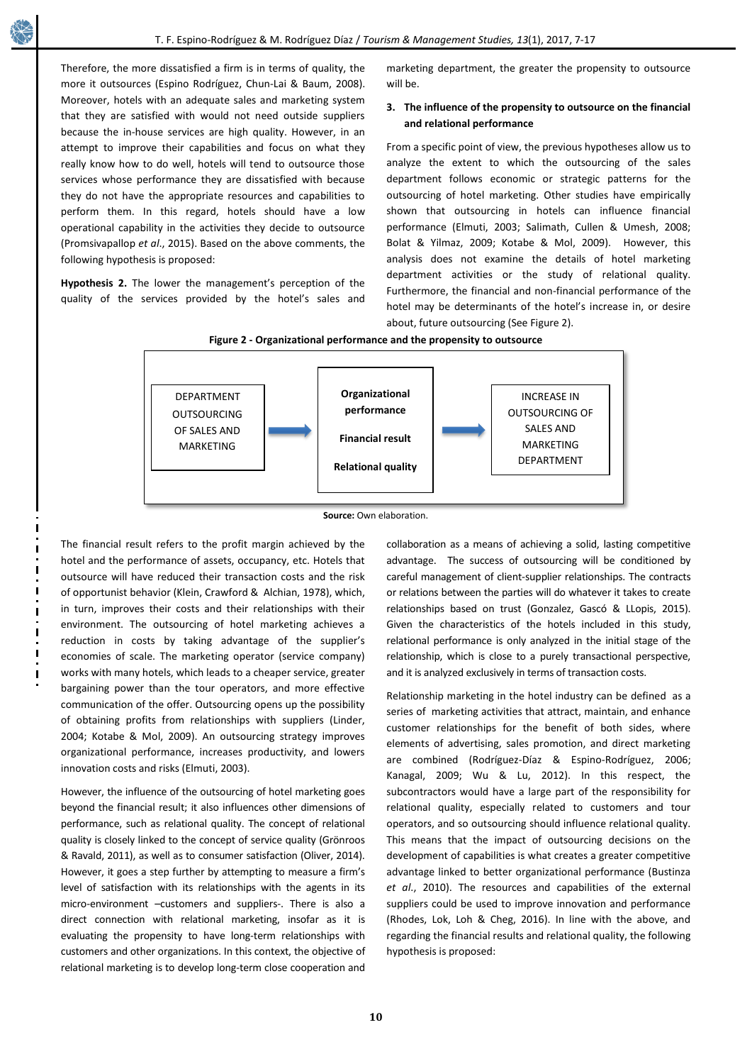Therefore, the more dissatisfied a firm is in terms of quality, the more it outsources (Espino Rodríguez, Chun-Lai & Baum, 2008). Moreover, hotels with an adequate sales and marketing system that they are satisfied with would not need outside suppliers because the in-house services are high quality. However, in an attempt to improve their capabilities and focus on what they really know how to do well, hotels will tend to outsource those services whose performance they are dissatisfied with because they do not have the appropriate resources and capabilities to perform them. In this regard, hotels should have a low operational capability in the activities they decide to outsource (Promsivapallop *et al*., 2015). Based on the above comments, the following hypothesis is proposed:

**Hypothesis 2.** The lower the management's perception of the quality of the services provided by the hotel's sales and marketing department, the greater the propensity to outsource will be.

### 3. The influence of the propensity to outsource on the financial and relational performance

From a specific point of view, the previous hypotheses allow us to analyze the extent to which the outsourcing of the sales department follows economic or strategic patterns for the outsourcing of hotel marketing. Other studies have empirically shown that outsourcing in hotels can influence financial performance (Elmuti, 2003; Salimath, Cullen & Umesh, 2008; Bolat & Yilmaz, 2009; Kotabe & Mol, 2009). However, this analysis does not examine the details of hotel marketing department activities or the study of relational quality. Furthermore, the financial and non-financial performance of the hotel may be determinants of the hotel's increase in, or desire about, future outsourcing (See Figure 2).

**Figure 2 - Organizational performance and the propensity to outsource**

DEPARTMENT OUTSOURCING OF SALES AND MARKETING → **Organizational performance** / **Financial result** / **Relational quality** → INCREASE IN OUTSOURCING OF SALES AND MARKETING DEPARTMENT

**Source:** Own elaboration.

The financial result refers to the profit margin achieved by the hotel and the performance of assets, occupancy, etc. Hotels that outsource will have reduced their transaction costs and the risk of opportunist behavior (Klein, Crawford & Alchian, 1978), which, in turn, improves their costs and their relationships with their environment. The outsourcing of hotel marketing achieves a reduction in costs by taking advantage of the supplier's economies of scale. The marketing operator (service company) works with many hotels, which leads to a cheaper service, greater bargaining power than the tour operators, and more effective communication of the offer. Outsourcing opens up the possibility of obtaining profits from relationships with suppliers (Linder, 2004; Kotabe & Mol, 2009). An outsourcing strategy improves organizational performance, increases productivity, and lowers innovation costs and risks (Elmuti, 2003).

However, the influence of the outsourcing of hotel marketing goes beyond the financial result; it also influences other dimensions of performance, such as relational quality. The concept of relational quality is closely linked to the concept of service quality (Grönroos & Ravald, 2011), as well as to consumer satisfaction (Oliver, 2014). However, it goes a step further by attempting to measure a firm's level of satisfaction with its relationships with the agents in its micro-environment –customers and suppliers-. There is also a direct connection with relational marketing, insofar as it is evaluating the propensity to have long-term relationships with customers and other organizations. In this context, the objective of relational marketing is to develop long-term close cooperation and collaboration as a means of achieving a solid, lasting competitive advantage. The success of outsourcing will be conditioned by careful management of client-supplier relationships. The contracts or relations between the parties will do whatever it takes to create relationships based on trust (Gonzalez, Gascó & LLopis, 2015). Given the characteristics of the hotels included in this study, relational performance is only analyzed in the initial stage of the relationship, which is close to a purely transactional perspective, and it is analyzed exclusively in terms of transaction costs.

Relationship marketing in the hotel industry can be defined as a series of marketing activities that attract, maintain, and enhance customer relationships for the benefit of both sides, where elements of advertising, sales promotion, and direct marketing are combined (Rodríguez-Díaz & Espino-Rodríguez, 2006; Kanagal, 2009; Wu & Lu, 2012). In this respect, the subcontractors would have a large part of the responsibility for relational quality, especially related to customers and tour operators, and so outsourcing should influence relational quality. This means that the impact of outsourcing decisions on the development of capabilities is what creates a greater competitive advantage linked to better organizational performance (Bustinza *et al*., 2010). The resources and capabilities of the external suppliers could be used to improve innovation and performance (Rhodes, Lok, Loh & Cheg, 2016). In line with the above, and regarding the financial results and relational quality, the following hypothesis is proposed: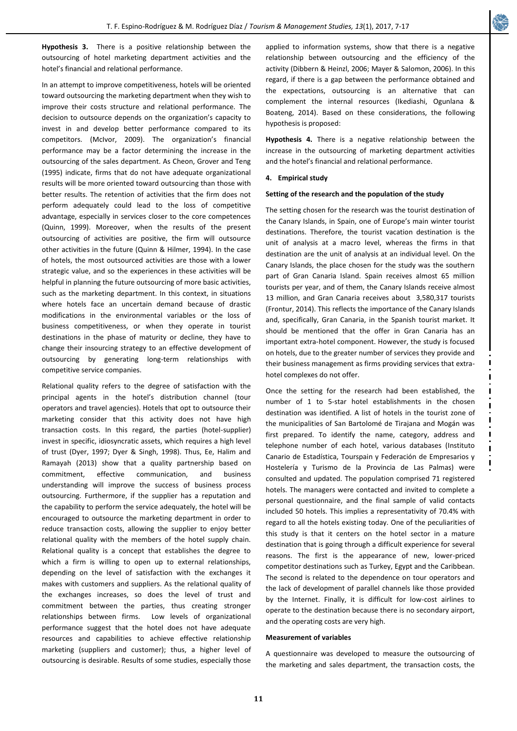**Hypothesis 3.** There is a positive relationship between the outsourcing of hotel marketing department activities and the hotel's financial and relational performance.

In an attempt to improve competitiveness, hotels will be oriented toward outsourcing the marketing department when they wish to improve their costs structure and relational performance. The decision to outsource depends on the organization's capacity to invest in and develop better performance compared to its competitors. (McIvor, 2009). The organization's financial performance may be a factor determining the increase in the outsourcing of the sales department. As Cheon, Grover and Teng (1995) indicate, firms that do not have adequate organizational results will be more oriented toward outsourcing than those with better results. The retention of activities that the firm does not perform adequately could lead to the loss of competitive advantage, especially in services closer to the core competences (Quinn, 1999). Moreover, when the results of the present outsourcing of activities are positive, the firm will outsource other activities in the future (Quinn & Hilmer, 1994). In the case of hotels, the most outsourced activities are those with a lower strategic value, and so the experiences in these activities will be helpful in planning the future outsourcing of more basic activities, such as the marketing department. In this context, in situations where hotels face an uncertain demand because of drastic modifications in the environmental variables or the loss of business competitiveness, or when they operate in tourist destinations in the phase of maturity or decline, they have to change their insourcing strategy to an effective development of outsourcing by generating long-term relationships with competitive service companies.

Relational quality refers to the degree of satisfaction with the principal agents in the hotel's distribution channel (tour operators and travel agencies). Hotels that opt to outsource their marketing consider that this activity does not have high transaction costs. In this regard, the parties (hotel-supplier) invest in specific, idiosyncratic assets, which requires a high level of trust (Dyer, 1997; Dyer & Singh, 1998). Thus, Ee, Halim and Ramayah (2013) show that a quality partnership based on commitment, effective communication, and business understanding will improve the success of business process outsourcing. Furthermore, if the supplier has a reputation and the capability to perform the service adequately, the hotel will be encouraged to outsource the marketing department in order to reduce transaction costs, allowing the supplier to enjoy better relational quality with the members of the hotel supply chain. Relational quality is a concept that establishes the degree to which a firm is willing to open up to external relationships, depending on the level of satisfaction with the exchanges it makes with customers and suppliers. As the relational quality of the exchanges increases, so does the level of trust and commitment between the parties, thus creating stronger relationships between firms. Low levels of organizational performance suggest that the hotel does not have adequate resources and capabilities to achieve effective relationship marketing (suppliers and customer); thus, a higher level of outsourcing is desirable. Results of some studies, especially those applied to information systems, show that there is a negative relationship between outsourcing and the efficiency of the activity (Dibbern & Heinzl, 2006; Mayer & Salomon, 2006). In this regard, if there is a gap between the performance obtained and the expectations, outsourcing is an alternative that can complement the internal resources (Ikediashi, Ogunlana & Boateng, 2014). Based on these considerations, the following hypothesis is proposed:

**Hypothesis 4.** There is a negative relationship between the increase in the outsourcing of marketing department activities and the hotel's financial and relational performance.

## 4. Empirical study

### Setting of the research and the population of the study

The setting chosen for the research was the tourist destination of the Canary Islands, in Spain, one of Europe's main winter tourist destinations. Therefore, the tourist vacation destination is the unit of analysis at a macro level, whereas the firms in that destination are the unit of analysis at an individual level. On the Canary Islands, the place chosen for the study was the southern part of Gran Canaria Island. Spain receives almost 65 million tourists per year, and of them, the Canary Islands receive almost 13 million, and Gran Canaria receives about 3,580,317 tourists (Frontur, 2014). This reflects the importance of the Canary Islands and, specifically, Gran Canaria, in the Spanish tourist market. It should be mentioned that the offer in Gran Canaria has an important extra-hotel component. However, the study is focused on hotels, due to the greater number of services they provide and their business management as firms providing services that extra-hotel complexes do not offer.

Once the setting for the research had been established, the number of 1 to 5-star hotel establishments in the chosen destination was identified. A list of hotels in the tourist zone of the municipalities of San Bartolomé de Tirajana and Mogán was first prepared. To identify the name, category, address and telephone number of each hotel, various databases (Instituto Canario de Estadística, Tourspain y Federación de Empresarios y Hostelería y Turismo de la Provincia de Las Palmas) were consulted and updated. The population comprised 71 registered hotels. The managers were contacted and invited to complete a personal questionnaire, and the final sample of valid contacts included 50 hotels. This implies a representativity of 70.4% with regard to all the hotels existing today. One of the peculiarities of this study is that it centers on the hotel sector in a mature destination that is going through a difficult experience for several reasons. The first is the appearance of new, lower-priced competitor destinations such as Turkey, Egypt and the Caribbean. The second is related to the dependence on tour operators and the lack of development of parallel channels like those provided by the Internet. Finally, it is difficult for low-cost airlines to operate to the destination because there is no secondary airport, and the operating costs are very high.

### Measurement of variables

A questionnaire was developed to measure the outsourcing of the marketing and sales department, the transaction costs, the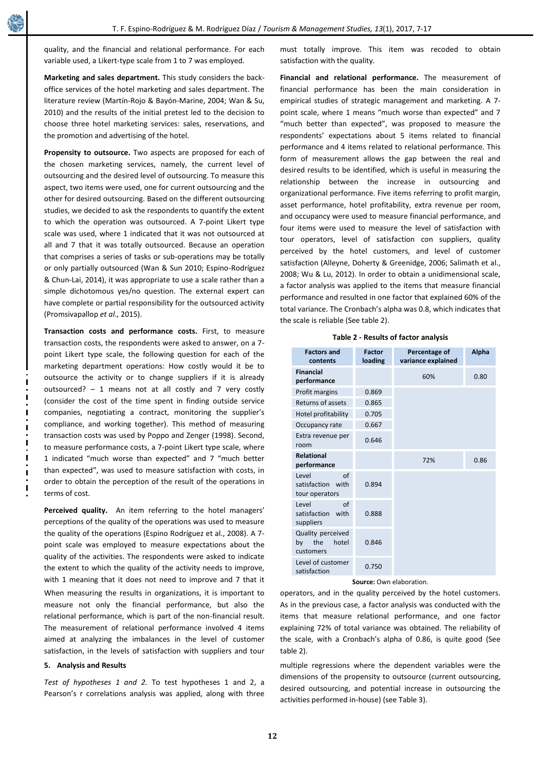quality, and the financial and relational performance. For each variable used, a Likert-type scale from 1 to 7 was employed.

**Marketing and sales department.** This study considers the back-office services of the hotel marketing and sales department. The literature review (Martín-Rojo & Bayón-Marine, 2004; Wan & Su, 2010) and the results of the initial pretest led to the decision to choose three hotel marketing services: sales, reservations, and the promotion and advertising of the hotel.

**Propensity to outsource.** Two aspects are proposed for each of the chosen marketing services, namely, the current level of outsourcing and the desired level of outsourcing. To measure this aspect, two items were used, one for current outsourcing and the other for desired outsourcing. Based on the different outsourcing studies, we decided to ask the respondents to quantify the extent to which the operation was outsourced. A 7-point Likert type scale was used, where 1 indicated that it was not outsourced at all and 7 that it was totally outsourced. Because an operation that comprises a series of tasks or sub-operations may be totally or only partially outsourced (Wan & Sun 2010; Espino-Rodríguez & Chun-Lai, 2014), it was appropriate to use a scale rather than a simple dichotomous yes/no question. The external expert can have complete or partial responsibility for the outsourced activity (Promsivapallop *et al.*, 2015).

**Transaction costs and performance costs.** First, to measure transaction costs, the respondents were asked to answer, on a 7-point Likert type scale, the following question for each of the marketing department operations: How costly would it be to outsource the activity or to change suppliers if it is already outsourced? – 1 means not at all costly and 7 very costly (consider the cost of the time spent in finding outside service companies, negotiating a contract, monitoring the supplier's compliance, and working together). This method of measuring transaction costs was used by Poppo and Zenger (1998). Second, to measure performance costs, a 7-point Likert type scale, where 1 indicated "much worse than expected" and 7 "much better than expected", was used to measure satisfaction with costs, in order to obtain the perception of the result of the operations in terms of cost.

**Perceived quality.** An item referring to the hotel managers' perceptions of the quality of the operations was used to measure the quality of the operations (Espino Rodríguez et al., 2008). A 7-point scale was employed to measure expectations about the quality of the activities. The respondents were asked to indicate the extent to which the quality of the activity needs to improve, with 1 meaning that it does not need to improve and 7 that it must totally improve. This item was recoded to obtain satisfaction with the quality.

**Financial and relational performance.** The measurement of financial performance has been the main consideration in empirical studies of strategic management and marketing. A 7-point scale, where 1 means "much worse than expected" and 7 "much better than expected", was proposed to measure the respondents' expectations about 5 items related to financial performance and 4 items related to relational performance. This form of measurement allows the gap between the real and desired results to be identified, which is useful in measuring the relationship between the increase in outsourcing and organizational performance. Five items referring to profit margin, asset performance, hotel profitability, extra revenue per room, and occupancy were used to measure financial performance, and four items were used to measure the level of satisfaction with tour operators, level of satisfaction con suppliers, quality perceived by the hotel customers, and level of customer satisfaction (Alleyne, Doherty & Greenidge, 2006; Salimath et al., 2008; Wu & Lu, 2012). In order to obtain a unidimensional scale, a factor analysis was applied to the items that measure financial performance and resulted in one factor that explained 60% of the total variance. The Cronbach's alpha was 0.8, which indicates that the scale is reliable (See table 2).

When measuring the results in organizations, it is important to measure not only the financial performance, but also the relational performance, which is part of the non-financial result. The measurement of relational performance involved 4 items aimed at analyzing the imbalances in the level of customer satisfaction, in the levels of satisfaction with suppliers and tour operators, and in the quality perceived by the hotel customers. As in the previous case, a factor analysis was conducted with the items that measure relational performance, and one factor explaining 72% of total variance was obtained. The reliability of the scale, with a Cronbach's alpha of 0.86, is quite good (See table 2).

**Table 2 - Results of factor analysis**

| Factors and contents | Factor loading | Percentage of variance explained | Alpha |
|---|---|---|---|
| **Financial performance** | | 60% | 0.80 |
| Profit margins | 0.869 | | |
| Returns of assets | 0.865 | | |
| Hotel profitability | 0.705 | | |
| Occupancy rate | 0.667 | | |
| Extra revenue per room | 0.646 | | |
| **Relational performance** | | 72% | 0.86 |
| Level of satisfaction with tour operators | 0.894 | | |
| Level of satisfaction with suppliers | 0.888 | | |
| Quality perceived by the hotel customers | 0.846 | | |
| Level of customer satisfaction | 0.750 | | |

**Source:** Own elaboration.

## 5. Analysis and Results

*Test of hypotheses 1 and 2.* To test hypotheses 1 and 2, a Pearson's r correlations analysis was applied, along with three multiple regressions where the dependent variables were the dimensions of the propensity to outsource (current outsourcing, desired outsourcing, and potential increase in outsourcing the activities performed in-house) (see Table 3).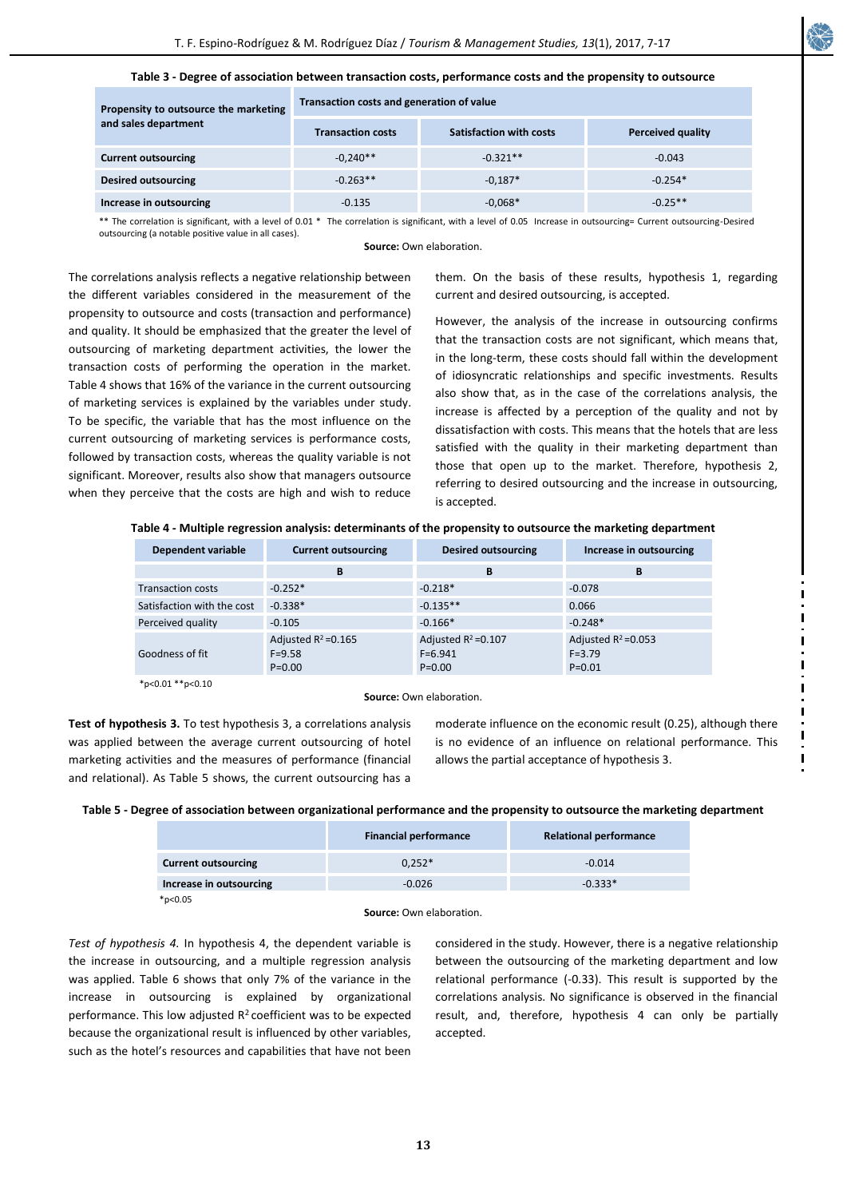**Table 3 - Degree of association between transaction costs, performance costs and the propensity to outsource**

| Propensity to outsource the marketing and sales department | Transaction costs and generation of value | | |
|---|---|---|---|
| | **Transaction costs** | **Satisfaction with costs** | **Perceived quality** |
| **Current outsourcing** | -0,240** | -0.321** | -0.043 |
| **Desired outsourcing** | -0.263** | -0,187* | -0.254* |
| **Increase in outsourcing** | -0.135 | -0,068* | -0.25** |

** The correlation is significant, with a level of 0.01 * The correlation is significant, with a level of 0.05 Increase in outsourcing= Current outsourcing-Desired outsourcing (a notable positive value in all cases).

**Source:** Own elaboration.

The correlations analysis reflects a negative relationship between the different variables considered in the measurement of the propensity to outsource and costs (transaction and performance) and quality. It should be emphasized that the greater the level of outsourcing of marketing department activities, the lower the transaction costs of performing the operation in the market. Table 4 shows that 16% of the variance in the current outsourcing of marketing services is explained by the variables under study. To be specific, the variable that has the most influence on the current outsourcing of marketing services is performance costs, followed by transaction costs, whereas the quality variable is not significant. Moreover, results also show that managers outsource when they perceive that the costs are high and wish to reduce them. On the basis of these results, hypothesis 1, regarding current and desired outsourcing, is accepted.

However, the analysis of the increase in outsourcing confirms that the transaction costs are not significant, which means that, in the long-term, these costs should fall within the development of idiosyncratic relationships and specific investments. Results also show that, as in the case of the correlations analysis, the increase is affected by a perception of the quality and not by dissatisfaction with costs. This means that the hotels that are less satisfied with the quality in their marketing department than those that open up to the market. Therefore, hypothesis 2, referring to desired outsourcing and the increase in outsourcing, is accepted.

**Table 4 - Multiple regression analysis: determinants of the propensity to outsource the marketing department**

| Dependent variable | Current outsourcing | Desired outsourcing | Increase in outsourcing |
|---|---|---|---|
| | B | B | B |
| Transaction costs | -0.252* | -0.218* | -0.078 |
| Satisfaction with the cost | -0.338* | -0.135** | 0.066 |
| Perceived quality | -0.105 | -0.166* | -0.248* |
| Goodness of fit | Adjusted $R^2$=0.165<br>F=9.58<br>P=0.00 | Adjusted $R^2$=0.107<br>F=6.941<br>P=0.00 | Adjusted $R^2$=0.053<br>F=3.79<br>P=0.01 |

*p<0.01 **p<0.10

**Source:** Own elaboration.

**Test of hypothesis 3.** To test hypothesis 3, a correlations analysis was applied between the average current outsourcing of hotel marketing activities and the measures of performance (financial and relational). As Table 5 shows, the current outsourcing has a moderate influence on the economic result (0.25), although there is no evidence of an influence on relational performance. This allows the partial acceptance of hypothesis 3.

**Table 5 - Degree of association between organizational performance and the propensity to outsource the marketing department**

| | Financial performance | Relational performance |
|---|---|---|
| **Current outsourcing** | 0,252* | -0.014 |
| **Increase in outsourcing** | -0.026 | -0.333* |

*p<0.05

**Source:** Own elaboration.

*Test of hypothesis 4.* In hypothesis 4, the dependent variable is the increase in outsourcing, and a multiple regression analysis was applied. Table 6 shows that only 7% of the variance in the increase in outsourcing is explained by organizational performance. This low adjusted $R^2$ coefficient was to be expected because the organizational result is influenced by other variables, such as the hotel's resources and capabilities that have not been considered in the study. However, there is a negative relationship between the outsourcing of the marketing department and low relational performance (-0.33). This result is supported by the correlations analysis. No significance is observed in the financial result, and, therefore, hypothesis 4 can only be partially accepted.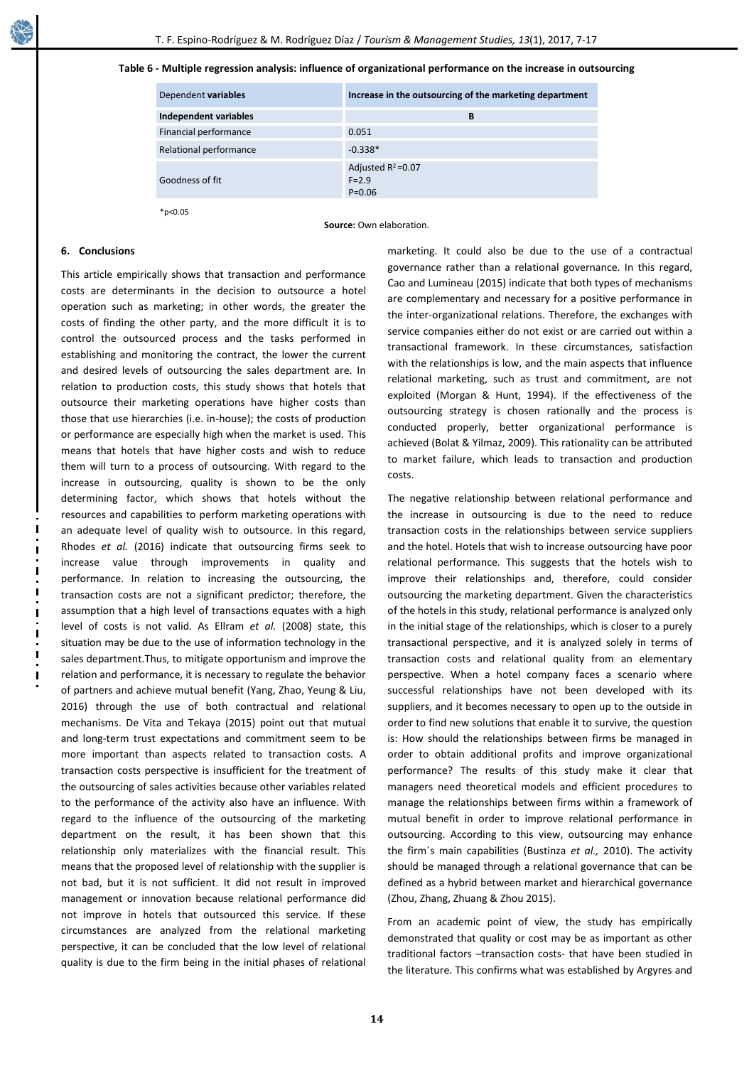**Table 6 - Multiple regression analysis: influence of organizational performance on the increase in outsourcing**

| Dependent **variables** | **Increase in the outsourcing of the marketing department** |
|---|---|
| **Independent variables** | **B** |
| Financial performance | 0.051 |
| Relational performance | -0.338* |
| Goodness of fit | Adjusted $R^2$=0.07<br>F=2.9<br>P=0.06 |

*p<0.05

**Source:** Own elaboration.

## 6. Conclusions

This article empirically shows that transaction and performance costs are determinants in the decision to outsource a hotel operation such as marketing; in other words, the greater the costs of finding the other party, and the more difficult it is to control the outsourced process and the tasks performed in establishing and monitoring the contract, the lower the current and desired levels of outsourcing the sales department are. In relation to production costs, this study shows that hotels that outsource their marketing operations have higher costs than those that use hierarchies (i.e. in-house); the costs of production or performance are especially high when the market is used. This means that hotels that have higher costs and wish to reduce them will turn to a process of outsourcing. With regard to the increase in outsourcing, quality is shown to be the only determining factor, which shows that hotels without the resources and capabilities to perform marketing operations with an adequate level of quality wish to outsource. In this regard, Rhodes *et al.* (2016) indicate that outsourcing firms seek to increase value through improvements in quality and performance. In relation to increasing the outsourcing, the transaction costs are not a significant predictor; therefore, the assumption that a high level of transactions equates with a high level of costs is not valid. As Ellram *et al.* (2008) state, this situation may be due to the use of information technology in the sales department.Thus, to mitigate opportunism and improve the relation and performance, it is necessary to regulate the behavior of partners and achieve mutual benefit (Yang, Zhao, Yeung & Liu, 2016) through the use of both contractual and relational mechanisms. De Vita and Tekaya (2015) point out that mutual and long-term trust expectations and commitment seem to be more important than aspects related to transaction costs. A transaction costs perspective is insufficient for the treatment of the outsourcing of sales activities because other variables related to the performance of the activity also have an influence. With regard to the influence of the outsourcing of the marketing department on the result, it has been shown that this relationship only materializes with the financial result. This means that the proposed level of relationship with the supplier is not bad, but it is not sufficient. It did not result in improved management or innovation because relational performance did not improve in hotels that outsourced this service. If these circumstances are analyzed from the relational marketing perspective, it can be concluded that the low level of relational quality is due to the firm being in the initial phases of relational marketing. It could also be due to the use of a contractual governance rather than a relational governance. In this regard, Cao and Lumineau (2015) indicate that both types of mechanisms are complementary and necessary for a positive performance in the inter-organizational relations. Therefore, the exchanges with service companies either do not exist or are carried out within a transactional framework. In these circumstances, satisfaction with the relationships is low, and the main aspects that influence relational marketing, such as trust and commitment, are not exploited (Morgan & Hunt, 1994). If the effectiveness of the outsourcing strategy is chosen rationally and the process is conducted properly, better organizational performance is achieved (Bolat & Yilmaz, 2009). This rationality can be attributed to market failure, which leads to transaction and production costs.

The negative relationship between relational performance and the increase in outsourcing is due to the need to reduce transaction costs in the relationships between service suppliers and the hotel. Hotels that wish to increase outsourcing have poor relational performance. This suggests that the hotels wish to improve their relationships and, therefore, could consider outsourcing the marketing department. Given the characteristics of the hotels in this study, relational performance is analyzed only in the initial stage of the relationships, which is closer to a purely transactional perspective, and it is analyzed solely in terms of transaction costs and relational quality from an elementary perspective. When a hotel company faces a scenario where successful relationships have not been developed with its suppliers, and it becomes necessary to open up to the outside in order to find new solutions that enable it to survive, the question is: How should the relationships between firms be managed in order to obtain additional profits and improve organizational performance? The results of this study make it clear that managers need theoretical models and efficient procedures to manage the relationships between firms within a framework of mutual benefit in order to improve relational performance in outsourcing. According to this view, outsourcing may enhance the firm´s main capabilities (Bustinza *et al.,* 2010). The activity should be managed through a relational governance that can be defined as a hybrid between market and hierarchical governance (Zhou, Zhang, Zhuang & Zhou 2015).

From an academic point of view, the study has empirically demonstrated that quality or cost may be as important as other traditional factors –transaction costs- that have been studied in the literature. This confirms what was established by Argyres and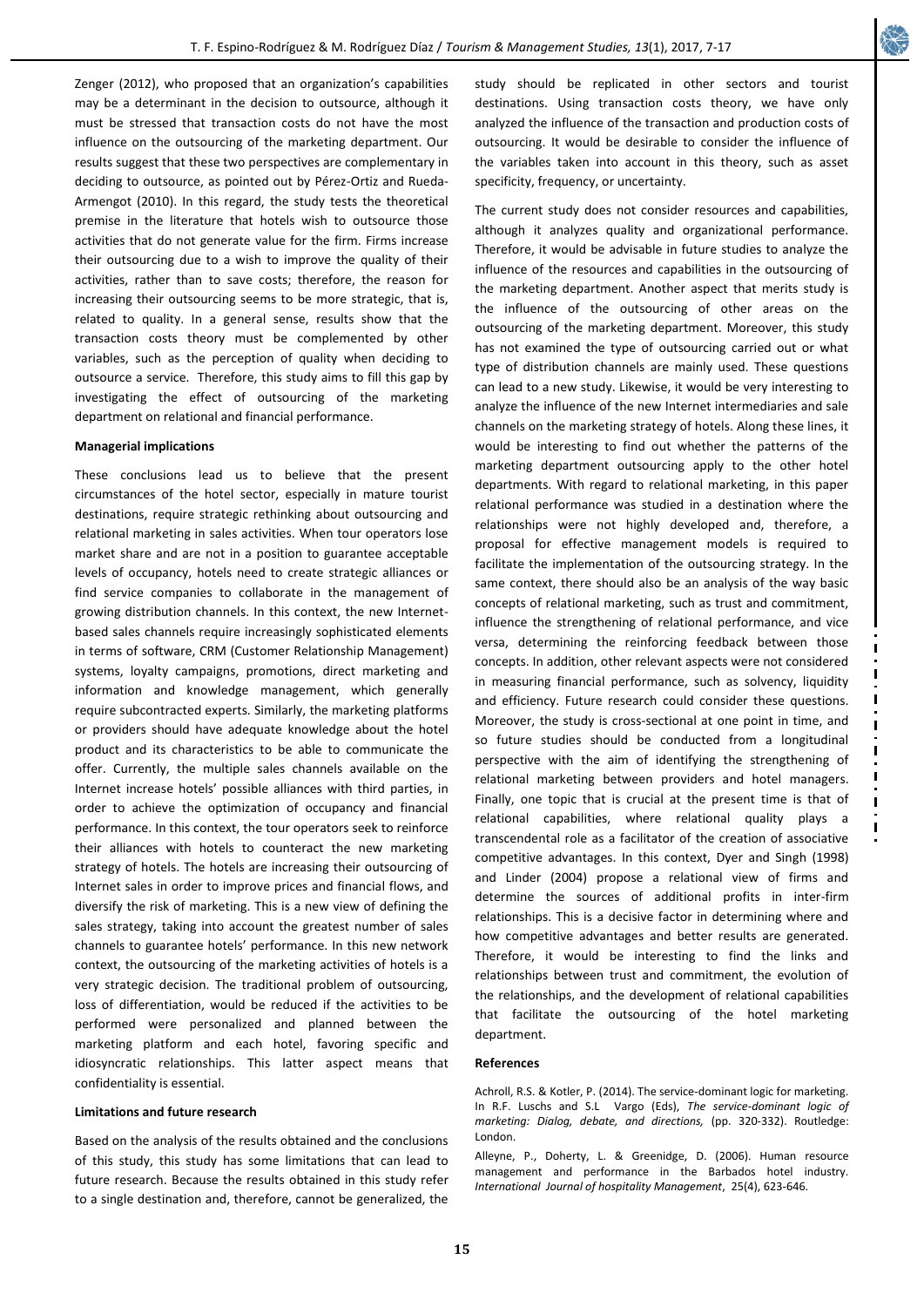Zenger (2012), who proposed that an organization's capabilities may be a determinant in the decision to outsource, although it must be stressed that transaction costs do not have the most influence on the outsourcing of the marketing department. Our results suggest that these two perspectives are complementary in deciding to outsource, as pointed out by Pérez-Ortiz and Rueda-Armengot (2010). In this regard, the study tests the theoretical premise in the literature that hotels wish to outsource those activities that do not generate value for the firm. Firms increase their outsourcing due to a wish to improve the quality of their activities, rather than to save costs; therefore, the reason for increasing their outsourcing seems to be more strategic, that is, related to quality. In a general sense, results show that the transaction costs theory must be complemented by other variables, such as the perception of quality when deciding to outsource a service. Therefore, this study aims to fill this gap by investigating the effect of outsourcing of the marketing department on relational and financial performance.

**Managerial implications**

These conclusions lead us to believe that the present circumstances of the hotel sector, especially in mature tourist destinations, require strategic rethinking about outsourcing and relational marketing in sales activities. When tour operators lose market share and are not in a position to guarantee acceptable levels of occupancy, hotels need to create strategic alliances or find service companies to collaborate in the management of growing distribution channels. In this context, the new Internet-based sales channels require increasingly sophisticated elements in terms of software, CRM (Customer Relationship Management) systems, loyalty campaigns, promotions, direct marketing and information and knowledge management, which generally require subcontracted experts. Similarly, the marketing platforms or providers should have adequate knowledge about the hotel product and its characteristics to be able to communicate the offer. Currently, the multiple sales channels available on the Internet increase hotels' possible alliances with third parties, in order to achieve the optimization of occupancy and financial performance. In this context, the tour operators seek to reinforce their alliances with hotels to counteract the new marketing strategy of hotels. The hotels are increasing their outsourcing of Internet sales in order to improve prices and financial flows, and diversify the risk of marketing. This is a new view of defining the sales strategy, taking into account the greatest number of sales channels to guarantee hotels' performance. In this new network context, the outsourcing of the marketing activities of hotels is a very strategic decision. The traditional problem of outsourcing, loss of differentiation, would be reduced if the activities to be performed were personalized and planned between the marketing platform and each hotel, favoring specific and idiosyncratic relationships. This latter aspect means that confidentiality is essential.

**Limitations and future research**

Based on the analysis of the results obtained and the conclusions of this study, this study has some limitations that can lead to future research. Because the results obtained in this study refer to a single destination and, therefore, cannot be generalized, the study should be replicated in other sectors and tourist destinations. Using transaction costs theory, we have only analyzed the influence of the transaction and production costs of outsourcing. It would be desirable to consider the influence of the variables taken into account in this theory, such as asset specificity, frequency, or uncertainty.

The current study does not consider resources and capabilities, although it analyzes quality and organizational performance. Therefore, it would be advisable in future studies to analyze the influence of the resources and capabilities in the outsourcing of the marketing department. Another aspect that merits study is the influence of the outsourcing of other areas on the outsourcing of the marketing department. Moreover, this study has not examined the type of outsourcing carried out or what type of distribution channels are mainly used. These questions can lead to a new study. Likewise, it would be very interesting to analyze the influence of the new Internet intermediaries and sale channels on the marketing strategy of hotels. Along these lines, it would be interesting to find out whether the patterns of the marketing department outsourcing apply to the other hotel departments. With regard to relational marketing, in this paper relational performance was studied in a destination where the relationships were not highly developed and, therefore, a proposal for effective management models is required to facilitate the implementation of the outsourcing strategy. In the same context, there should also be an analysis of the way basic concepts of relational marketing, such as trust and commitment, influence the strengthening of relational performance, and vice versa, determining the reinforcing feedback between those concepts. In addition, other relevant aspects were not considered in measuring financial performance, such as solvency, liquidity and efficiency. Future research could consider these questions. Moreover, the study is cross-sectional at one point in time, and so future studies should be conducted from a longitudinal perspective with the aim of identifying the strengthening of relational marketing between providers and hotel managers. Finally, one topic that is crucial at the present time is that of relational capabilities, where relational quality plays a transcendental role as a facilitator of the creation of associative competitive advantages. In this context, Dyer and Singh (1998) and Linder (2004) propose a relational view of firms and determine the sources of additional profits in inter-firm relationships. This is a decisive factor in determining where and how competitive advantages and better results are generated. Therefore, it would be interesting to find the links and relationships between trust and commitment, the evolution of the relationships, and the development of relational capabilities that facilitate the outsourcing of the hotel marketing department.

**References**

Achroll, R.S. & Kotler, P. (2014). The service-dominant logic for marketing. In R.F. Luschs and S.L Vargo (Eds), *The service-dominant logic of marketing: Dialog, debate, and directions,* (pp. 320-332). Routledge: London.

Alleyne, P., Doherty, L. & Greenidge, D. (2006). Human resource management and performance in the Barbados hotel industry. *International Journal of hospitality Management*, 25(4), 623-646.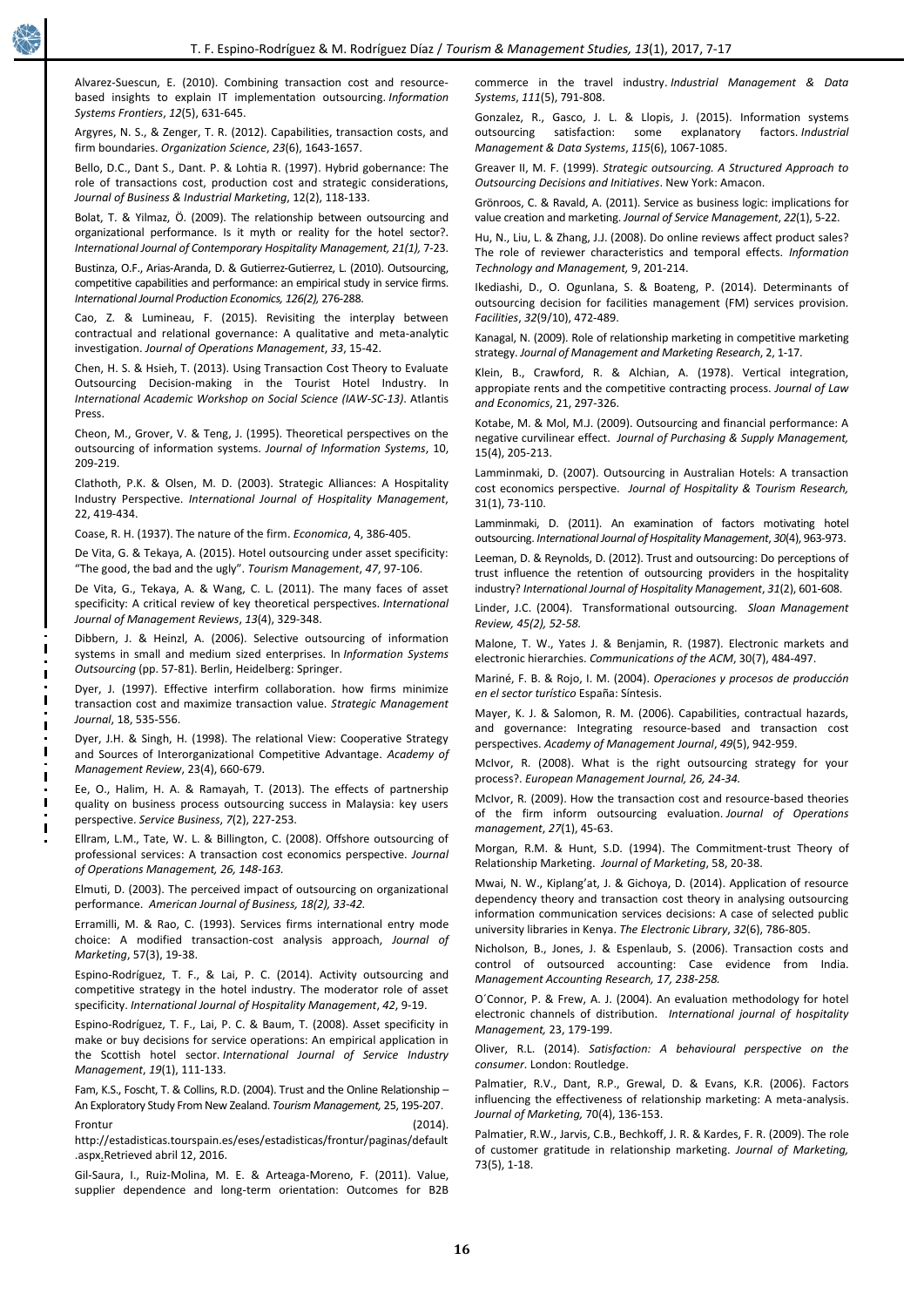Alvarez-Suescun, E. (2010). Combining transaction cost and resource-based insights to explain IT implementation outsourcing. *Information Systems Frontiers*, *12*(5), 631-645.

Argyres, N. S., & Zenger, T. R. (2012). Capabilities, transaction costs, and firm boundaries. *Organization Science*, *23*(6), 1643-1657.

Bello, D.C., Dant S., Dant. P. & Lohtia R. (1997). Hybrid gobernance: The role of transactions cost, production cost and strategic considerations, *Journal of Business & Industrial Marketing*, 12(2), 118-133.

Bolat, T. & Yilmaz, Ö. (2009). The relationship between outsourcing and organizational performance. Is it myth or reality for the hotel sector?. *International Journal of Contemporary Hospitality Management, 21(1),* 7-23.

Bustinza, O.F., Arias-Aranda, D. & Gutierrez-Gutierrez, L. (2010). Outsourcing, competitive capabilities and performance: an empirical study in service firms. *International Journal Production Economics, 126(2),* 276-288.

Cao, Z. & Lumineau, F. (2015). Revisiting the interplay between contractual and relational governance: A qualitative and meta-analytic investigation. *Journal of Operations Management*, *33*, 15-42.

Chen, H. S. & Hsieh, T. (2013). Using Transaction Cost Theory to Evaluate Outsourcing Decision-making in the Tourist Hotel Industry. In *International Academic Workshop on Social Science (IAW-SC-13)*. Atlantis Press.

Cheon, M., Grover, V. & Teng, J. (1995). Theoretical perspectives on the outsourcing of information systems. *Journal of Information Systems*, 10, 209-219.

Clathoth, P.K. & Olsen, M. D. (2003). Strategic Alliances: A Hospitality Industry Perspective. *International Journal of Hospitality Management*, 22, 419-434.

Coase, R. H. (1937). The nature of the firm. *Economica*, 4, 386-405.

De Vita, G. & Tekaya, A. (2015). Hotel outsourcing under asset specificity: "The good, the bad and the ugly". *Tourism Management*, *47*, 97-106.

De Vita, G., Tekaya, A. & Wang, C. L. (2011). The many faces of asset specificity: A critical review of key theoretical perspectives. *International Journal of Management Reviews*, *13*(4), 329-348.

Dibbern, J. & Heinzl, A. (2006). Selective outsourcing of information systems in small and medium sized enterprises. In *Information Systems Outsourcing* (pp. 57-81). Berlin, Heidelberg: Springer.

Dyer, J. (1997). Effective interfirm collaboration. how firms minimize transaction cost and maximize transaction value. *Strategic Management Journal*, 18, 535-556.

Dyer, J.H. & Singh, H. (1998). The relational View: Cooperative Strategy and Sources of Interorganizational Competitive Advantage. *Academy of Management Review*, 23(4), 660-679.

Ee, O., Halim, H. A. & Ramayah, T. (2013). The effects of partnership quality on business process outsourcing success in Malaysia: key users perspective. *Service Business*, *7*(2), 227-253.

Ellram, L.M., Tate, W. L. & Billington, C. (2008). Offshore outsourcing of professional services: A transaction cost economics perspective. *Journal of Operations Management, 26, 148-163.*

Elmuti, D. (2003). The perceived impact of outsourcing on organizational performance. *American Journal of Business, 18(2), 33-42.*

Erramilli, M. & Rao, C. (1993). Services firms international entry mode choice: A modified transaction-cost analysis approach, *Journal of Marketing*, 57(3), 19-38.

Espino-Rodríguez, T. F., & Lai, P. C. (2014). Activity outsourcing and competitive strategy in the hotel industry. The moderator role of asset specificity. *International Journal of Hospitality Management*, *42*, 9-19.

Espino-Rodríguez, T. F., Lai, P. C. & Baum, T. (2008). Asset specificity in make or buy decisions for service operations: An empirical application in the Scottish hotel sector. *International Journal of Service Industry Management*, *19*(1), 111-133.

Fam, K.S., Foscht, T. & Collins, R.D. (2004). Trust and the Online Relationship – An Exploratory Study From New Zealand. *Tourism Management,* 25, 195-207.

Frontur (2014). http://estadisticas.tourspain.es/eses/estadisticas/frontur/paginas/default.aspx.Retrieved abril 12, 2016.

Gil-Saura, I., Ruiz-Molina, M. E. & Arteaga-Moreno, F. (2011). Value, supplier dependence and long-term orientation: Outcomes for B2B commerce in the travel industry. *Industrial Management & Data Systems*, *111*(5), 791-808.

Gonzalez, R., Gasco, J. L. & Llopis, J. (2015). Information systems outsourcing satisfaction: some explanatory factors. *Industrial Management & Data Systems*, *115*(6), 1067-1085.

Greaver II, M. F. (1999). *Strategic outsourcing. A Structured Approach to Outsourcing Decisions and Initiatives*. New York: Amacon.

Grönroos, C. & Ravald, A. (2011). Service as business logic: implications for value creation and marketing. *Journal of Service Management*, *22*(1), 5-22.

Hu, N., Liu, L. & Zhang, J.J. (2008). Do online reviews affect product sales? The role of reviewer characteristics and temporal effects. *Information Technology and Management,* 9, 201-214.

Ikediashi, D., O. Ogunlana, S. & Boateng, P. (2014). Determinants of outsourcing decision for facilities management (FM) services provision. *Facilities*, *32*(9/10), 472-489.

Kanagal, N. (2009). Role of relationship marketing in competitive marketing strategy. *Journal of Management and Marketing Research*, 2, 1-17.

Klein, B., Crawford, R. & Alchian, A. (1978). Vertical integration, appropiate rents and the competitive contracting process. *Journal of Law and Economics*, 21, 297-326.

Kotabe, M. & Mol, M.J. (2009). Outsourcing and financial performance: A negative curvilinear effect. *Journal of Purchasing & Supply Management,* 15(4), 205-213.

Lamminmaki, D. (2007). Outsourcing in Australian Hotels: A transaction cost economics perspective. *Journal of Hospitality & Tourism Research,* 31(1), 73-110.

Lamminmaki, D. (2011). An examination of factors motivating hotel outsourcing. *International Journal of Hospitality Management*, *30*(4), 963-973.

Leeman, D. & Reynolds, D. (2012). Trust and outsourcing: Do perceptions of trust influence the retention of outsourcing providers in the hospitality industry? *International Journal of Hospitality Management*, *31*(2), 601-608.

Linder, J.C. (2004). Transformational outsourcing. *Sloan Management Review, 45(2), 52-58.*

Malone, T. W., Yates J. & Benjamin, R. (1987). Electronic markets and electronic hierarchies. *Communications of the ACM*, 30(7), 484-497.

Mariné, F. B. & Rojo, I. M. (2004). *Operaciones y procesos de producción en el sector turístico* España: Síntesis.

Mayer, K. J. & Salomon, R. M. (2006). Capabilities, contractual hazards, and governance: Integrating resource-based and transaction cost perspectives. *Academy of Management Journal*, *49*(5), 942-959.

McIvor, R. (2008). What is the right outsourcing strategy for your process?. *European Management Journal, 26, 24-34.*

McIvor, R. (2009). How the transaction cost and resource-based theories of the firm inform outsourcing evaluation. *Journal of Operations management*, *27*(1), 45-63.

Morgan, R.M. & Hunt, S.D. (1994). The Commitment-trust Theory of Relationship Marketing. *Journal of Marketing*, 58, 20-38.

Mwai, N. W., Kiplang'at, J. & Gichoya, D. (2014). Application of resource dependency theory and transaction cost theory in analysing outsourcing information communication services decisions: A case of selected public university libraries in Kenya. *The Electronic Library*, *32*(6), 786-805.

Nicholson, B., Jones, J. & Espenlaub, S. (2006). Transaction costs and control of outsourced accounting: Case evidence from India. *Management Accounting Research, 17, 238-258.*

O´Connor, P. & Frew, A. J. (2004). An evaluation methodology for hotel electronic channels of distribution. *International journal of hospitality Management,* 23, 179-199.

Oliver, R.L. (2014). *Satisfaction: A behavioural perspective on the consumer*. London: Routledge.

Palmatier, R.V., Dant, R.P., Grewal, D. & Evans, K.R. (2006). Factors influencing the effectiveness of relationship marketing: A meta-analysis. *Journal of Marketing,* 70(4), 136-153.

Palmatier, R.W., Jarvis, C.B., Bechkoff, J. R. & Kardes, F. R. (2009). The role of customer gratitude in relationship marketing. *Journal of Marketing,* 73(5), 1-18.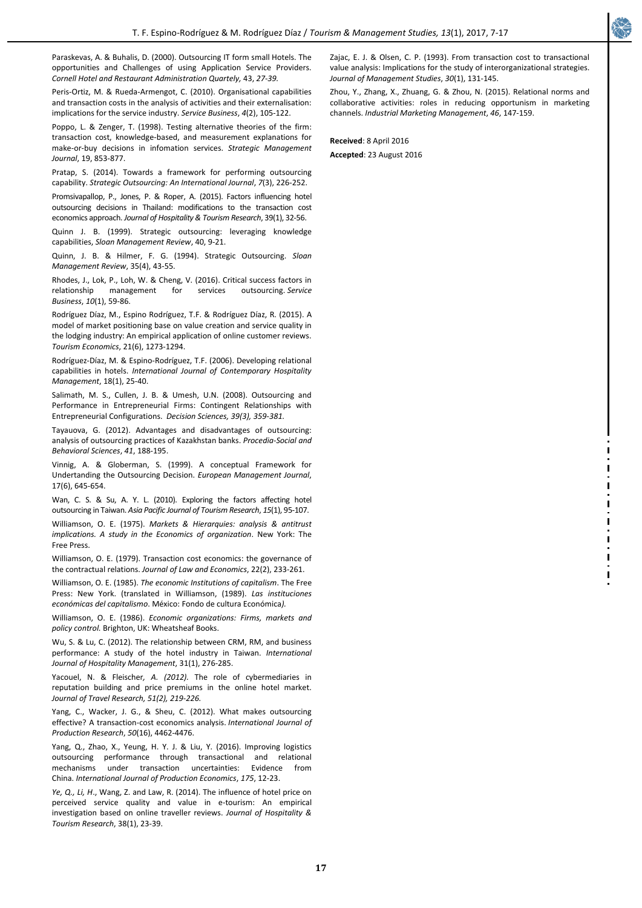Paraskevas, A. & Buhalis, D. (2000). Outsourcing IT form small Hotels. The opportunities and Challenges of using Application Service Providers. *Cornell Hotel and Restaurant Administration Quartely,* 43, *27-39.*

Peris-Ortiz, M. & Rueda-Armengot, C. (2010). Organisational capabilities and transaction costs in the analysis of activities and their externalisation: implications for the service industry. *Service Business*, *4*(2), 105-122.

Poppo, L. & Zenger, T. (1998). Testing alternative theories of the firm: transaction cost, knowledge-based, and measurement explanations for make-or-buy decisions in infomation services. *Strategic Management Journal*, 19, 853-877.

Pratap, S. (2014). Towards a framework for performing outsourcing capability. *Strategic Outsourcing: An International Journal*, *7*(3), 226-252.

Promsivapallop, P., Jones, P. & Roper, A. (2015). Factors influencing hotel outsourcing decisions in Thailand: modifications to the transaction cost economics approach. *Journal of Hospitality & Tourism Research*, 39(1), 32-56.

Quinn J. B. (1999). Strategic outsourcing: leveraging knowledge capabilities, *Sloan Management Review*, 40, 9-21.

Quinn, J. B. & Hilmer, F. G. (1994). Strategic Outsourcing. *Sloan Management Review*, 35(4), 43-55.

Rhodes, J., Lok, P., Loh, W. & Cheng, V. (2016). Critical success factors in relationship management for services outsourcing. *Service Business*, *10*(1), 59-86.

Rodríguez Díaz, M., Espino Rodríguez, T.F. & Rodríguez Díaz, R. (2015). A model of market positioning base on value creation and service quality in the lodging industry: An empirical application of online customer reviews. *Tourism Economics*, 21(6), 1273-1294.

Rodríguez-Díaz, M. & Espino-Rodríguez, T.F. (2006). Developing relational capabilities in hotels. *International Journal of Contemporary Hospitality Management*, 18(1), 25-40.

Salimath, M. S., Cullen, J. B. & Umesh, U.N. (2008). Outsourcing and Performance in Entrepreneurial Firms: Contingent Relationships with Entrepreneurial Configurations. *Decision Sciences, 39(3), 359-381.*

Tayauova, G. (2012). Advantages and disadvantages of outsourcing: analysis of outsourcing practices of Kazakhstan banks. *Procedia-Social and Behavioral Sciences*, *41*, 188-195.

Vinnig, A. & Globerman, S. (1999). A conceptual Framework for Undertanding the Outsourcing Decision. *European Management Journal*, 17(6), 645-654.

Wan, C. S. & Su, A. Y. L. (2010). Exploring the factors affecting hotel outsourcing in Taiwan. *Asia Pacific Journal of Tourism Research*, *15*(1), 95-107.

Williamson, O. E. (1975). *Markets & Hierarquies: analysis & antitrust implications. A study in the Economics of organization*. New York: The Free Press.

Williamson, O. E. (1979). Transaction cost economics: the governance of the contractual relations. *Journal of Law and Economics*, 22(2), 233-261.

Williamson, O. E. (1985). *The economic Institutions of capitalism*. The Free Press: New York. (translated in Williamson, (1989). *Las instituciones económicas del capitalismo*. México: Fondo de cultura Económica*).*

Williamson, O. E. (1986). *Economic organizations: Firms, markets and policy control.* Brighton, UK: Wheatsheaf Books.

Wu, S. & Lu, C. (2012). The relationship between CRM, RM, and business performance: A study of the hotel industry in Taiwan. *International Journal of Hospitality Management*, 31(1), 276-285.

Yacouel, N. & Fleischer*, A. (2012).* The role of cybermediaries in reputation building and price premiums in the online hotel market. *Journal of Travel Research, 51(2), 219-226.*

Yang, C., Wacker, J. G., & Sheu, C. (2012). What makes outsourcing effective? A transaction-cost economics analysis. *International Journal of Production Research*, *50*(16), 4462-4476.

Yang, Q., Zhao, X., Yeung, H. Y. J. & Liu, Y. (2016). Improving logistics outsourcing performance through transactional and relational mechanisms under transaction uncertainties: Evidence from China. *International Journal of Production Economics*, *175*, 12-23.

*Ye, Q., Li, H*., Wang, Z. and Law, R. (2014). The influence of hotel price on perceived service quality and value in e-tourism: An empirical investigation based on online traveller reviews. *Journal of Hospitality & Tourism Research*, 38(1), 23-39.

Zajac, E. J. & Olsen, C. P. (1993). From transaction cost to transactional value analysis: Implications for the study of interorganizational strategies. *Journal of Management Studies*, *30*(1), 131-145.

Zhou, Y., Zhang, X., Zhuang, G. & Zhou, N. (2015). Relational norms and collaborative activities: roles in reducing opportunism in marketing channels. *Industrial Marketing Management*, *46*, 147-159.

**Received**: 8 April 2016

**Accepted**: 23 August 2016